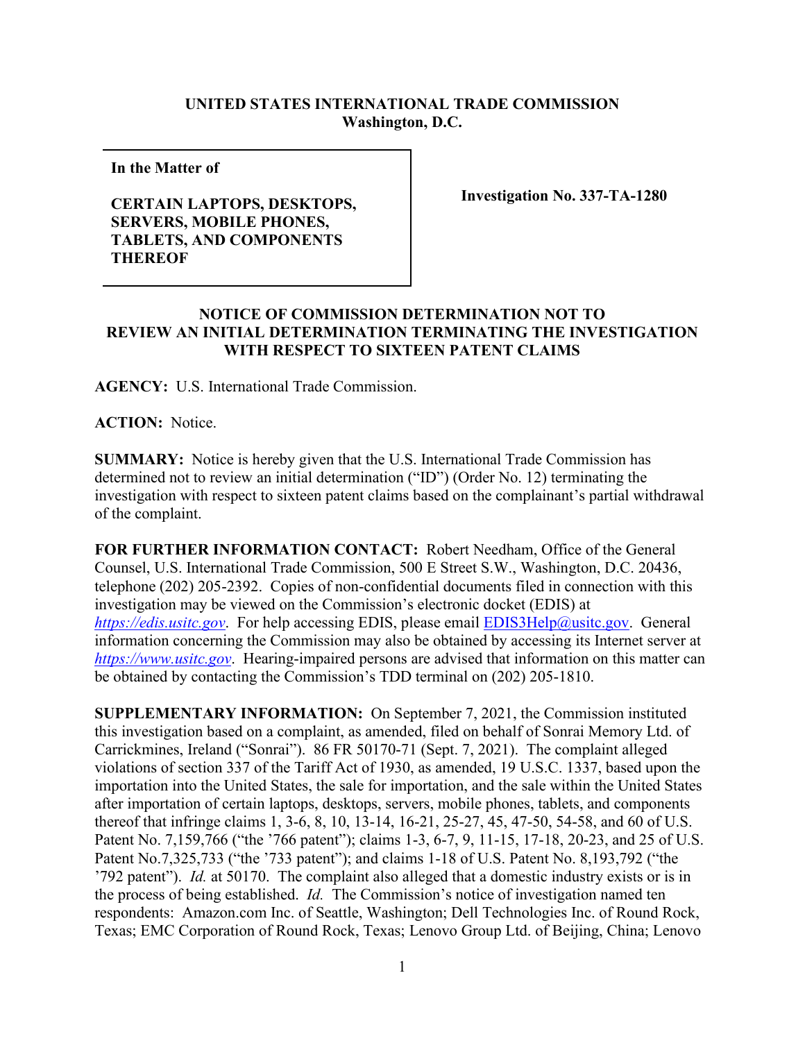**UNITED STATES INTERNATIONAL TRADE COMMISSION**
**Washington, D.C.**

| **In the Matter of** <br><br> **CERTAIN LAPTOPS, DESKTOPS, SERVERS, MOBILE PHONES, TABLETS, AND COMPONENTS THEREOF** | **Investigation No. 337-TA-1280** |
|---|---|

**NOTICE OF COMMISSION DETERMINATION NOT TO REVIEW AN INITIAL DETERMINATION TERMINATING THE INVESTIGATION WITH RESPECT TO SIXTEEN PATENT CLAIMS**

**AGENCY:** U.S. International Trade Commission.

**ACTION:** Notice.

**SUMMARY:** Notice is hereby given that the U.S. International Trade Commission has determined not to review an initial determination ("ID") (Order No. 12) terminating the investigation with respect to sixteen patent claims based on the complainant's partial withdrawal of the complaint.

**FOR FURTHER INFORMATION CONTACT:** Robert Needham, Office of the General Counsel, U.S. International Trade Commission, 500 E Street S.W., Washington, D.C. 20436, telephone (202) 205-2392. Copies of non-confidential documents filed in connection with this investigation may be viewed on the Commission's electronic docket (EDIS) at *https://edis.usitc.gov*. For help accessing EDIS, please email EDIS3Help@usitc.gov. General information concerning the Commission may also be obtained by accessing its Internet server at *https://www.usitc.gov*. Hearing-impaired persons are advised that information on this matter can be obtained by contacting the Commission's TDD terminal on (202) 205-1810.

**SUPPLEMENTARY INFORMATION:** On September 7, 2021, the Commission instituted this investigation based on a complaint, as amended, filed on behalf of Sonrai Memory Ltd. of Carrickmines, Ireland ("Sonrai"). 86 FR 50170-71 (Sept. 7, 2021). The complaint alleged violations of section 337 of the Tariff Act of 1930, as amended, 19 U.S.C. 1337, based upon the importation into the United States, the sale for importation, and the sale within the United States after importation of certain laptops, desktops, servers, mobile phones, tablets, and components thereof that infringe claims 1, 3-6, 8, 10, 13-14, 16-21, 25-27, 45, 47-50, 54-58, and 60 of U.S. Patent No. 7,159,766 ("the '766 patent"); claims 1-3, 6-7, 9, 11-15, 17-18, 20-23, and 25 of U.S. Patent No.7,325,733 ("the '733 patent"); and claims 1-18 of U.S. Patent No. 8,193,792 ("the '792 patent"). *Id.* at 50170. The complaint also alleged that a domestic industry exists or is in the process of being established. *Id.* The Commission's notice of investigation named ten respondents: Amazon.com Inc. of Seattle, Washington; Dell Technologies Inc. of Round Rock, Texas; EMC Corporation of Round Rock, Texas; Lenovo Group Ltd. of Beijing, China; Lenovo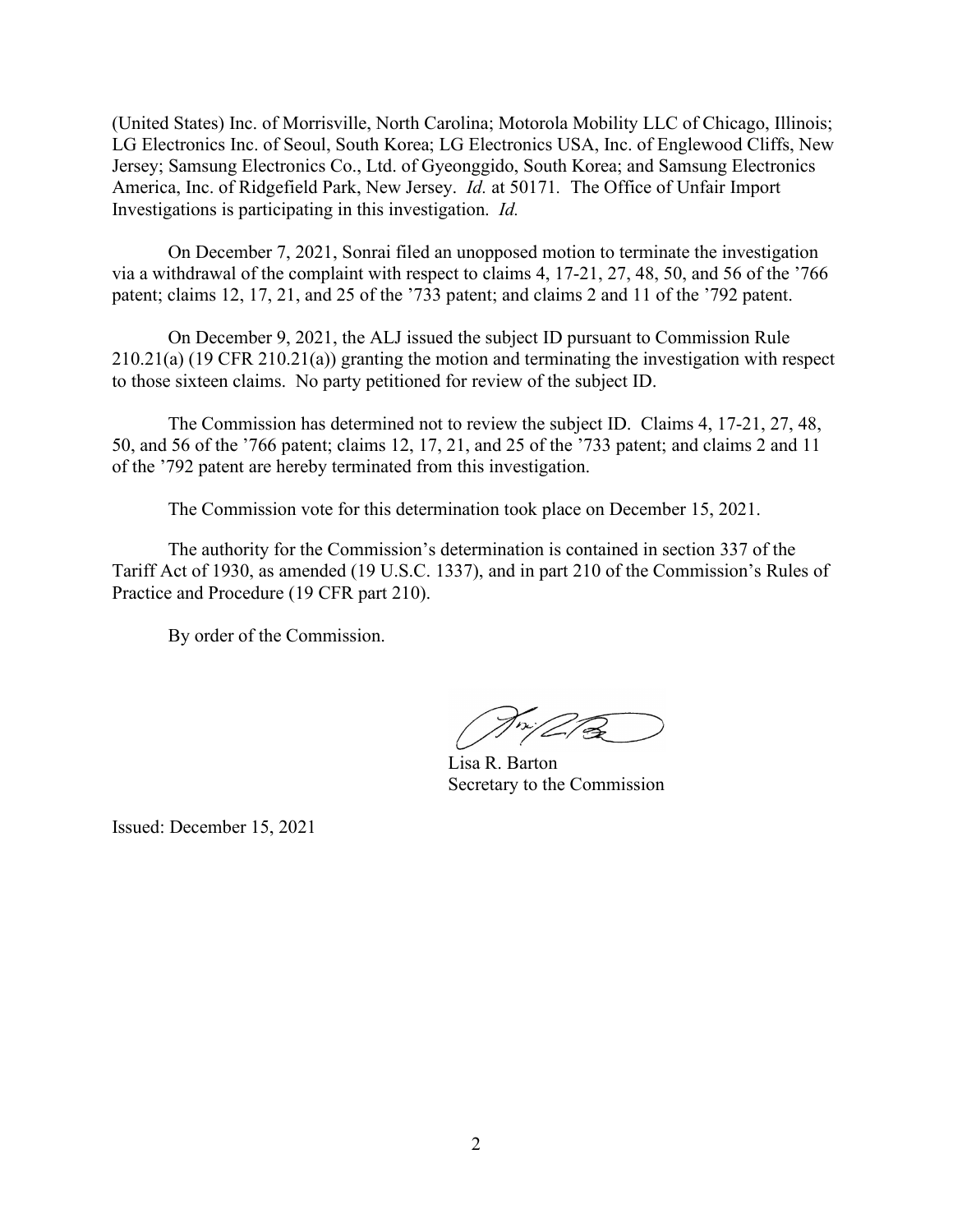(United States) Inc. of Morrisville, North Carolina; Motorola Mobility LLC of Chicago, Illinois; LG Electronics Inc. of Seoul, South Korea; LG Electronics USA, Inc. of Englewood Cliffs, New Jersey; Samsung Electronics Co., Ltd. of Gyeonggido, South Korea; and Samsung Electronics America, Inc. of Ridgefield Park, New Jersey. *Id.* at 50171*.* The Office of Unfair Import Investigations is participating in this investigation. *Id.*

On December 7, 2021, Sonrai filed an unopposed motion to terminate the investigation via a withdrawal of the complaint with respect to claims 4, 17-21, 27, 48, 50, and 56 of the '766 patent; claims 12, 17, 21, and 25 of the '733 patent; and claims 2 and 11 of the '792 patent.

On December 9, 2021, the ALJ issued the subject ID pursuant to Commission Rule 210.21(a) (19 CFR 210.21(a)) granting the motion and terminating the investigation with respect to those sixteen claims. No party petitioned for review of the subject ID.

The Commission has determined not to review the subject ID. Claims 4, 17-21, 27, 48, 50, and 56 of the '766 patent; claims 12, 17, 21, and 25 of the '733 patent; and claims 2 and 11 of the '792 patent are hereby terminated from this investigation.

The Commission vote for this determination took place on December 15, 2021.

The authority for the Commission's determination is contained in section 337 of the Tariff Act of 1930, as amended (19 U.S.C. 1337), and in part 210 of the Commission's Rules of Practice and Procedure (19 CFR part 210).

By order of the Commission.

Lisa R. Barton
Secretary to the Commission

Issued: December 15, 2021